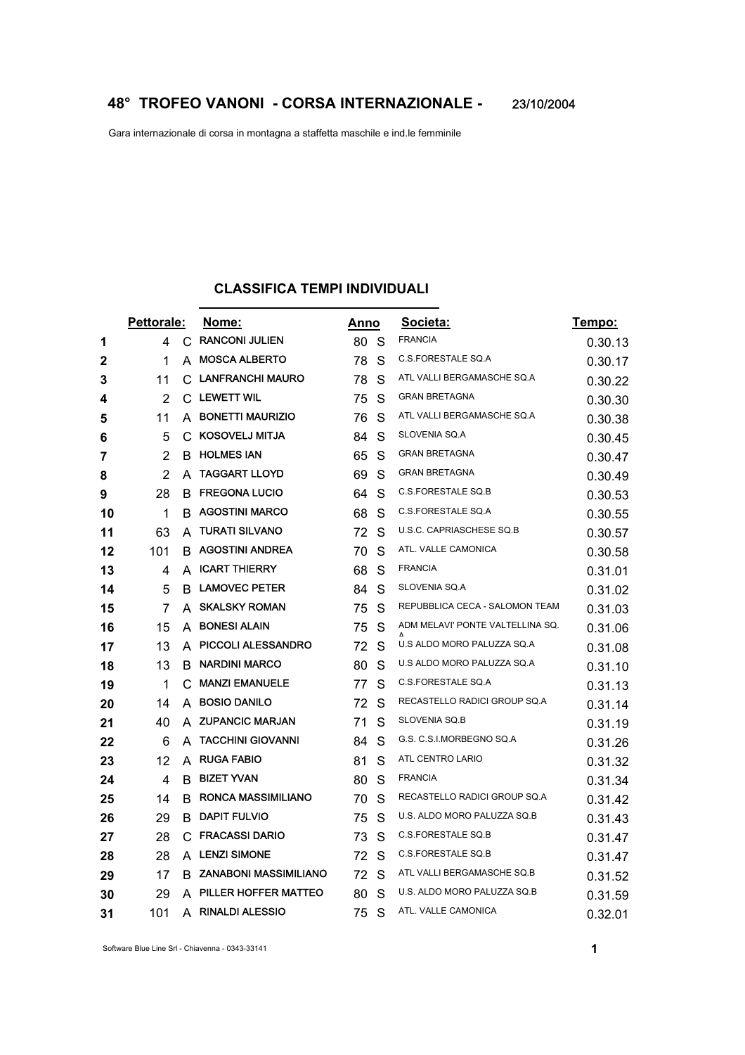# 48° TROFEO VANONI - CORSA INTERNAZIONALE - 23/10/2004

Gara internazionale di corsa in montagna a staffetta maschile e ind.le femminile

## CLASSIFICA TEMPI INDIVIDUALI

| | Pettorale: | | Nome: | Anno | | Societa: | Tempo: |
|---|---|---|---|---|---|---|---|
| **1** | 4 | C | RANCONI JULIEN | 80 | S | FRANCIA | 0.30.13 |
| **2** | 1 | A | MOSCA ALBERTO | 78 | S | C.S.FORESTALE SQ.A | 0.30.17 |
| **3** | 11 | C | LANFRANCHI MAURO | 78 | S | ATL VALLI BERGAMASCHE SQ.A | 0.30.22 |
| **4** | 2 | C | LEWETT WIL | 75 | S | GRAN BRETAGNA | 0.30.30 |
| **5** | 11 | A | BONETTI MAURIZIO | 76 | S | ATL VALLI BERGAMASCHE SQ.A | 0.30.38 |
| **6** | 5 | C | KOSOVELJ MITJA | 84 | S | SLOVENIA SQ.A | 0.30.45 |
| **7** | 2 | B | HOLMES IAN | 65 | S | GRAN BRETAGNA | 0.30.47 |
| **8** | 2 | A | TAGGART LLOYD | 69 | S | GRAN BRETAGNA | 0.30.49 |
| **9** | 28 | B | FREGONA LUCIO | 64 | S | C.S.FORESTALE SQ.B | 0.30.53 |
| **10** | 1 | B | AGOSTINI MARCO | 68 | S | C.S.FORESTALE SQ.A | 0.30.55 |
| **11** | 63 | A | TURATI SILVANO | 72 | S | U.S.C. CAPRIASCHESE SQ.B | 0.30.57 |
| **12** | 101 | B | AGOSTINI ANDREA | 70 | S | ATL. VALLE CAMONICA | 0.30.58 |
| **13** | 4 | A | ICART THIERRY | 68 | S | FRANCIA | 0.31.01 |
| **14** | 5 | B | LAMOVEC PETER | 84 | S | SLOVENIA SQ.A | 0.31.02 |
| **15** | 7 | A | SKALSKY ROMAN | 75 | S | REPUBBLICA CECA - SALOMON TEAM | 0.31.03 |
| **16** | 15 | A | BONESI ALAIN | 75 | S | ADM MELAVI' PONTE VALTELLINA SQ. A | 0.31.06 |
| **17** | 13 | A | PICCOLI ALESSANDRO | 72 | S | U.S ALDO MORO PALUZZA SQ.A | 0.31.08 |
| **18** | 13 | B | NARDINI MARCO | 80 | S | U.S ALDO MORO PALUZZA SQ.A | 0.31.10 |
| **19** | 1 | C | MANZI EMANUELE | 77 | S | C.S.FORESTALE SQ.A | 0.31.13 |
| **20** | 14 | A | BOSIO DANILO | 72 | S | RECASTELLO RADICI GROUP SQ.A | 0.31.14 |
| **21** | 40 | A | ZUPANCIC MARJAN | 71 | S | SLOVENIA SQ.B | 0.31.19 |
| **22** | 6 | A | TACCHINI GIOVANNI | 84 | S | G.S. C.S.I.MORBEGNO SQ.A | 0.31.26 |
| **23** | 12 | A | RUGA FABIO | 81 | S | ATL CENTRO LARIO | 0.31.32 |
| **24** | 4 | B | BIZET YVAN | 80 | S | FRANCIA | 0.31.34 |
| **25** | 14 | B | RONCA MASSIMILIANO | 70 | S | RECASTELLO RADICI GROUP SQ.A | 0.31.42 |
| **26** | 29 | B | DAPIT FULVIO | 75 | S | U.S. ALDO MORO PALUZZA SQ.B | 0.31.43 |
| **27** | 28 | C | FRACASSI DARIO | 73 | S | C.S.FORESTALE SQ.B | 0.31.47 |
| **28** | 28 | A | LENZI SIMONE | 72 | S | C.S.FORESTALE SQ.B | 0.31.47 |
| **29** | 17 | B | ZANABONI MASSIMILIANO | 72 | S | ATL VALLI BERGAMASCHE SQ.B | 0.31.52 |
| **30** | 29 | A | PILLER HOFFER MATTEO | 80 | S | U.S. ALDO MORO PALUZZA SQ.B | 0.31.59 |
| **31** | 101 | A | RINALDI ALESSIO | 75 | S | ATL. VALLE CAMONICA | 0.32.01 |

Software Blue Line Srl - Chiavenna - 0343-33141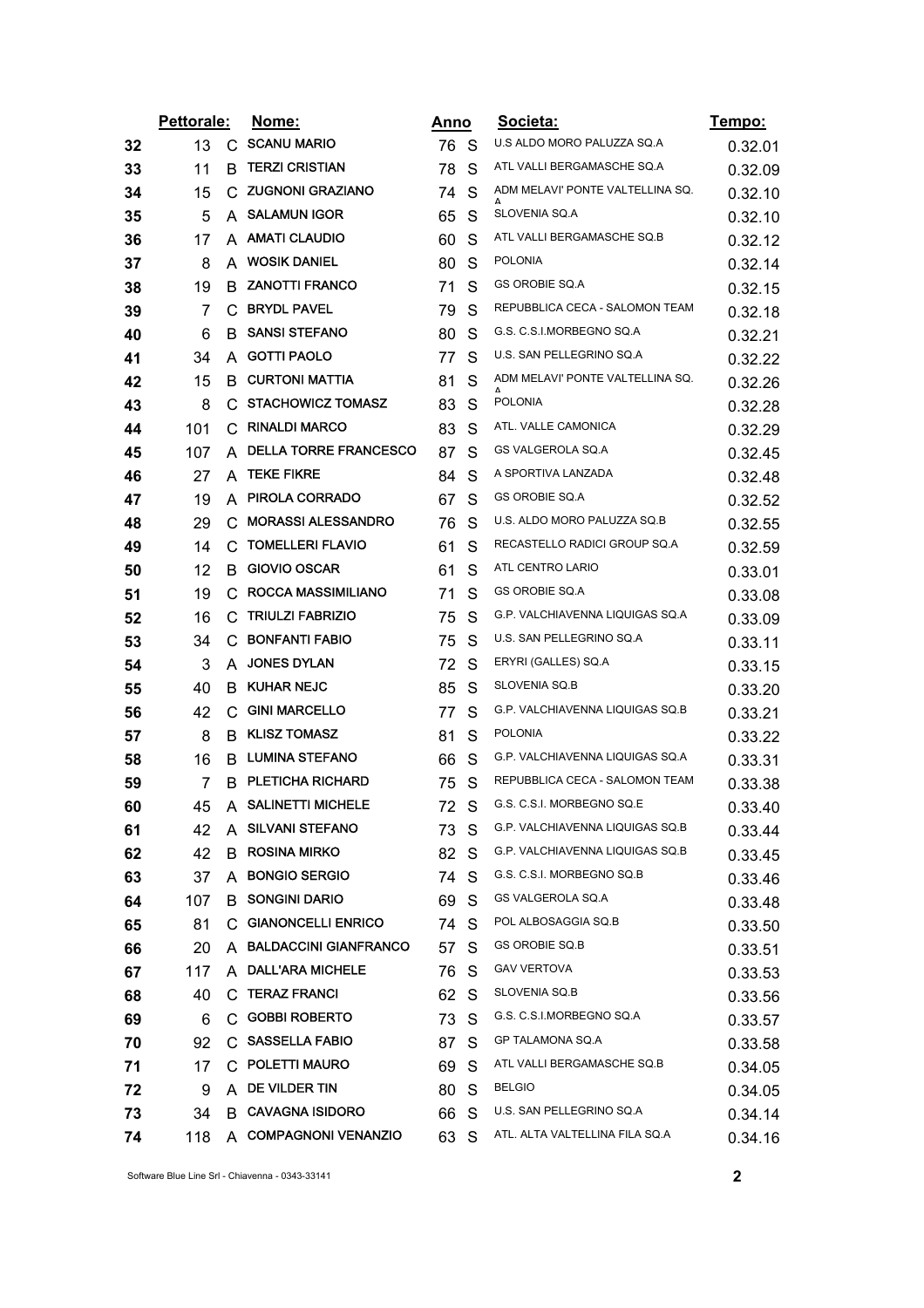| | Pettorale: | | Nome: | Anno | | Societa: | Tempo: |
|---|---|---|---|---|---|---|---|
| 32 | 13 | C | SCANU MARIO | 76 | S | U.S ALDO MORO PALUZZA SQ.A | 0.32.01 |
| 33 | 11 | B | TERZI CRISTIAN | 78 | S | ATL VALLI BERGAMASCHE SQ.A | 0.32.09 |
| 34 | 15 | C | ZUGNONI GRAZIANO | 74 | S | ADM MELAVI' PONTE VALTELLINA SQ. A | 0.32.10 |
| 35 | 5 | A | SALAMUN IGOR | 65 | S | SLOVENIA SQ.A | 0.32.10 |
| 36 | 17 | A | AMATI CLAUDIO | 60 | S | ATL VALLI BERGAMASCHE SQ.B | 0.32.12 |
| 37 | 8 | A | WOSIK DANIEL | 80 | S | POLONIA | 0.32.14 |
| 38 | 19 | B | ZANOTTI FRANCO | 71 | S | GS OROBIE SQ.A | 0.32.15 |
| 39 | 7 | C | BRYDL PAVEL | 79 | S | REPUBBLICA CECA - SALOMON TEAM | 0.32.18 |
| 40 | 6 | B | SANSI STEFANO | 80 | S | G.S. C.S.I.MORBEGNO SQ.A | 0.32.21 |
| 41 | 34 | A | GOTTI PAOLO | 77 | S | U.S. SAN PELLEGRINO SQ.A | 0.32.22 |
| 42 | 15 | B | CURTONI MATTIA | 81 | S | ADM MELAVI' PONTE VALTELLINA SQ. A | 0.32.26 |
| 43 | 8 | C | STACHOWICZ TOMASZ | 83 | S | POLONIA | 0.32.28 |
| 44 | 101 | C | RINALDI MARCO | 83 | S | ATL. VALLE CAMONICA | 0.32.29 |
| 45 | 107 | A | DELLA TORRE FRANCESCO | 87 | S | GS VALGEROLA SQ.A | 0.32.45 |
| 46 | 27 | A | TEKE FIKRE | 84 | S | A SPORTIVA LANZADA | 0.32.48 |
| 47 | 19 | A | PIROLA CORRADO | 67 | S | GS OROBIE SQ.A | 0.32.52 |
| 48 | 29 | C | MORASSI ALESSANDRO | 76 | S | U.S. ALDO MORO PALUZZA SQ.B | 0.32.55 |
| 49 | 14 | C | TOMELLERI FLAVIO | 61 | S | RECASTELLO RADICI GROUP SQ.A | 0.32.59 |
| 50 | 12 | B | GIOVIO OSCAR | 61 | S | ATL CENTRO LARIO | 0.33.01 |
| 51 | 19 | C | ROCCA MASSIMILIANO | 71 | S | GS OROBIE SQ.A | 0.33.08 |
| 52 | 16 | C | TRIULZI FABRIZIO | 75 | S | G.P. VALCHIAVENNA LIQUIGAS SQ.A | 0.33.09 |
| 53 | 34 | C | BONFANTI FABIO | 75 | S | U.S. SAN PELLEGRINO SQ.A | 0.33.11 |
| 54 | 3 | A | JONES DYLAN | 72 | S | ERYRI (GALLES) SQ.A | 0.33.15 |
| 55 | 40 | B | KUHAR NEJC | 85 | S | SLOVENIA SQ.B | 0.33.20 |
| 56 | 42 | C | GINI MARCELLO | 77 | S | G.P. VALCHIAVENNA LIQUIGAS SQ.B | 0.33.21 |
| 57 | 8 | B | KLISZ TOMASZ | 81 | S | POLONIA | 0.33.22 |
| 58 | 16 | B | LUMINA STEFANO | 66 | S | G.P. VALCHIAVENNA LIQUIGAS SQ.A | 0.33.31 |
| 59 | 7 | B | PLETICHA RICHARD | 75 | S | REPUBBLICA CECA - SALOMON TEAM | 0.33.38 |
| 60 | 45 | A | SALINETTI MICHELE | 72 | S | G.S. C.S.I. MORBEGNO SQ.E | 0.33.40 |
| 61 | 42 | A | SILVANI STEFANO | 73 | S | G.P. VALCHIAVENNA LIQUIGAS SQ.B | 0.33.44 |
| 62 | 42 | B | ROSINA MIRKO | 82 | S | G.P. VALCHIAVENNA LIQUIGAS SQ.B | 0.33.45 |
| 63 | 37 | A | BONGIO SERGIO | 74 | S | G.S. C.S.I. MORBEGNO SQ.B | 0.33.46 |
| 64 | 107 | B | SONGINI DARIO | 69 | S | GS VALGEROLA SQ.A | 0.33.48 |
| 65 | 81 | C | GIANONCELLI ENRICO | 74 | S | POL ALBOSAGGIA SQ.B | 0.33.50 |
| 66 | 20 | A | BALDACCINI GIANFRANCO | 57 | S | GS OROBIE SQ.B | 0.33.51 |
| 67 | 117 | A | DALL'ARA MICHELE | 76 | S | GAV VERTOVA | 0.33.53 |
| 68 | 40 | C | TERAZ FRANCI | 62 | S | SLOVENIA SQ.B | 0.33.56 |
| 69 | 6 | C | GOBBI ROBERTO | 73 | S | G.S. C.S.I.MORBEGNO SQ.A | 0.33.57 |
| 70 | 92 | C | SASSELLA FABIO | 87 | S | GP TALAMONA SQ.A | 0.33.58 |
| 71 | 17 | C | POLETTI MAURO | 69 | S | ATL VALLI BERGAMASCHE SQ.B | 0.34.05 |
| 72 | 9 | A | DE VILDER TIN | 80 | S | BELGIO | 0.34.05 |
| 73 | 34 | B | CAVAGNA ISIDORO | 66 | S | U.S. SAN PELLEGRINO SQ.A | 0.34.14 |
| 74 | 118 | A | COMPAGNONI VENANZIO | 63 | S | ATL. ALTA VALTELLINA FILA SQ.A | 0.34.16 |

Software Blue Line Srl - Chiavenna - 0343-33141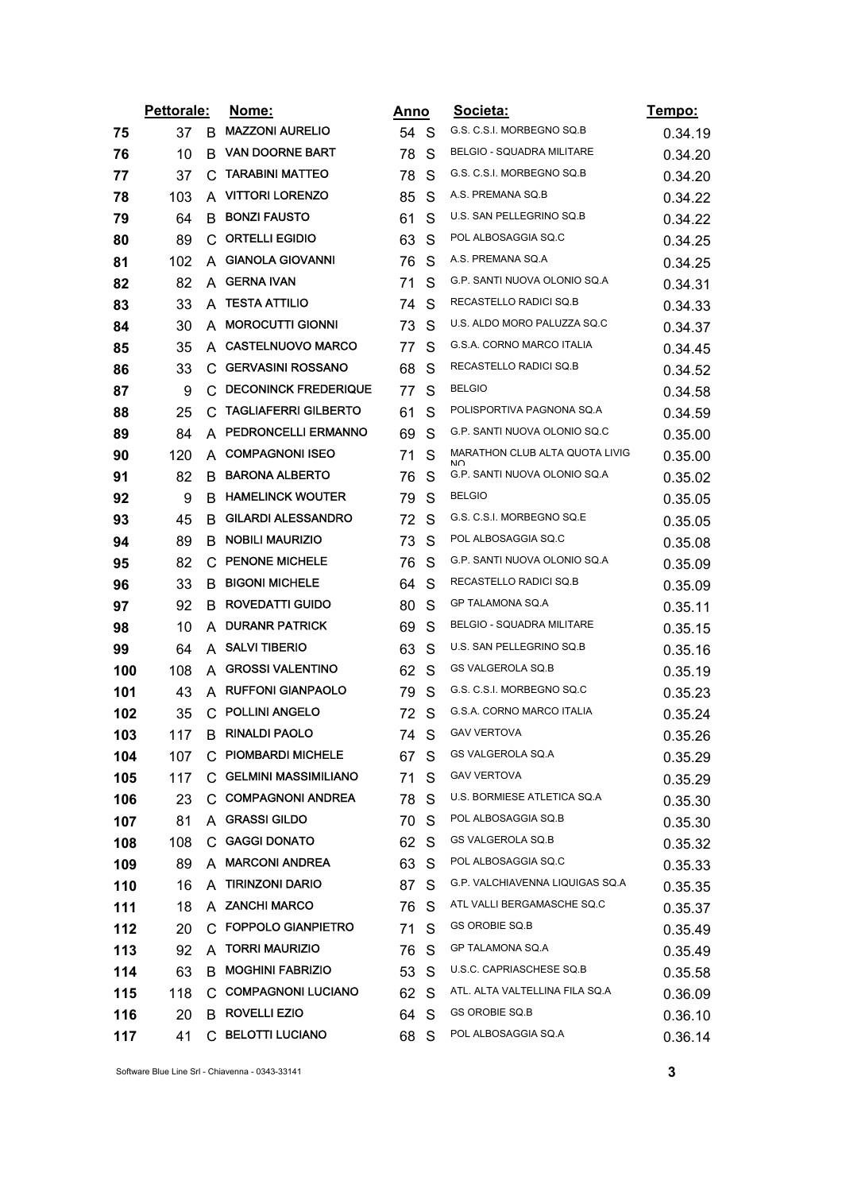| | Pettorale: | | Nome: | Anno | | Societa: | Tempo: |
|---|---|---|---|---|---|---|---|
| 75 | 37 | B | MAZZONI AURELIO | 54 | S | G.S. C.S.I. MORBEGNO SQ.B | 0.34.19 |
| 76 | 10 | B | VAN DOORNE BART | 78 | S | BELGIO - SQUADRA MILITARE | 0.34.20 |
| 77 | 37 | C | TARABINI MATTEO | 78 | S | G.S. C.S.I. MORBEGNO SQ.B | 0.34.20 |
| 78 | 103 | A | VITTORI LORENZO | 85 | S | A.S. PREMANA SQ.B | 0.34.22 |
| 79 | 64 | B | BONZI FAUSTO | 61 | S | U.S. SAN PELLEGRINO SQ.B | 0.34.22 |
| 80 | 89 | C | ORTELLI EGIDIO | 63 | S | POL ALBOSAGGIA SQ.C | 0.34.25 |
| 81 | 102 | A | GIANOLA GIOVANNI | 76 | S | A.S. PREMANA SQ.A | 0.34.25 |
| 82 | 82 | A | GERNA IVAN | 71 | S | G.P. SANTI NUOVA OLONIO SQ.A | 0.34.31 |
| 83 | 33 | A | TESTA ATTILIO | 74 | S | RECASTELLO RADICI SQ.B | 0.34.33 |
| 84 | 30 | A | MOROCUTTI GIONNI | 73 | S | U.S. ALDO MORO PALUZZA SQ.C | 0.34.37 |
| 85 | 35 | A | CASTELNUOVO MARCO | 77 | S | G.S.A. CORNO MARCO ITALIA | 0.34.45 |
| 86 | 33 | C | GERVASINI ROSSANO | 68 | S | RECASTELLO RADICI SQ.B | 0.34.52 |
| 87 | 9 | C | DECONINCK FREDERIQUE | 77 | S | BELGIO | 0.34.58 |
| 88 | 25 | C | TAGLIAFERRI GILBERTO | 61 | S | POLISPORTIVA PAGNONA SQ.A | 0.34.59 |
| 89 | 84 | A | PEDRONCELLI ERMANNO | 69 | S | G.P. SANTI NUOVA OLONIO SQ.C | 0.35.00 |
| 90 | 120 | A | COMPAGNONI ISEO | 71 | S | MARATHON CLUB ALTA QUOTA LIVIGNO | 0.35.00 |
| 91 | 82 | B | BARONA ALBERTO | 76 | S | G.P. SANTI NUOVA OLONIO SQ.A | 0.35.02 |
| 92 | 9 | B | HAMELINCK WOUTER | 79 | S | BELGIO | 0.35.05 |
| 93 | 45 | B | GILARDI ALESSANDRO | 72 | S | G.S. C.S.I. MORBEGNO SQ.E | 0.35.05 |
| 94 | 89 | B | NOBILI MAURIZIO | 73 | S | POL ALBOSAGGIA SQ.C | 0.35.08 |
| 95 | 82 | C | PENONE MICHELE | 76 | S | G.P. SANTI NUOVA OLONIO SQ.A | 0.35.09 |
| 96 | 33 | B | BIGONI MICHELE | 64 | S | RECASTELLO RADICI SQ.B | 0.35.09 |
| 97 | 92 | B | ROVEDATTI GUIDO | 80 | S | GP TALAMONA SQ.A | 0.35.11 |
| 98 | 10 | A | DURANR PATRICK | 69 | S | BELGIO - SQUADRA MILITARE | 0.35.15 |
| 99 | 64 | A | SALVI TIBERIO | 63 | S | U.S. SAN PELLEGRINO SQ.B | 0.35.16 |
| 100 | 108 | A | GROSSI VALENTINO | 62 | S | GS VALGEROLA SQ.B | 0.35.19 |
| 101 | 43 | A | RUFFONI GIANPAOLO | 79 | S | G.S. C.S.I. MORBEGNO SQ.C | 0.35.23 |
| 102 | 35 | C | POLLINI ANGELO | 72 | S | G.S.A. CORNO MARCO ITALIA | 0.35.24 |
| 103 | 117 | B | RINALDI PAOLO | 74 | S | GAV VERTOVA | 0.35.26 |
| 104 | 107 | C | PIOMBARDI MICHELE | 67 | S | GS VALGEROLA SQ.A | 0.35.29 |
| 105 | 117 | C | GELMINI MASSIMILIANO | 71 | S | GAV VERTOVA | 0.35.29 |
| 106 | 23 | C | COMPAGNONI ANDREA | 78 | S | U.S. BORMIESE ATLETICA SQ.A | 0.35.30 |
| 107 | 81 | A | GRASSI GILDO | 70 | S | POL ALBOSAGGIA SQ.B | 0.35.30 |
| 108 | 108 | C | GAGGI DONATO | 62 | S | GS VALGEROLA SQ.B | 0.35.32 |
| 109 | 89 | A | MARCONI ANDREA | 63 | S | POL ALBOSAGGIA SQ.C | 0.35.33 |
| 110 | 16 | A | TIRINZONI DARIO | 87 | S | G.P. VALCHIAVENNA LIQUIGAS SQ.A | 0.35.35 |
| 111 | 18 | A | ZANCHI MARCO | 76 | S | ATL VALLI BERGAMASCHE SQ.C | 0.35.37 |
| 112 | 20 | C | FOPPOLO GIANPIETRO | 71 | S | GS OROBIE SQ.B | 0.35.49 |
| 113 | 92 | A | TORRI MAURIZIO | 76 | S | GP TALAMONA SQ.A | 0.35.49 |
| 114 | 63 | B | MOGHINI FABRIZIO | 53 | S | U.S.C. CAPRIASCHESE SQ.B | 0.35.58 |
| 115 | 118 | C | COMPAGNONI LUCIANO | 62 | S | ATL. ALTA VALTELLINA FILA SQ.A | 0.36.09 |
| 116 | 20 | B | ROVELLI EZIO | 64 | S | GS OROBIE SQ.B | 0.36.10 |
| 117 | 41 | C | BELOTTI LUCIANO | 68 | S | POL ALBOSAGGIA SQ.A | 0.36.14 |

Software Blue Line Srl - Chiavenna - 0343-33141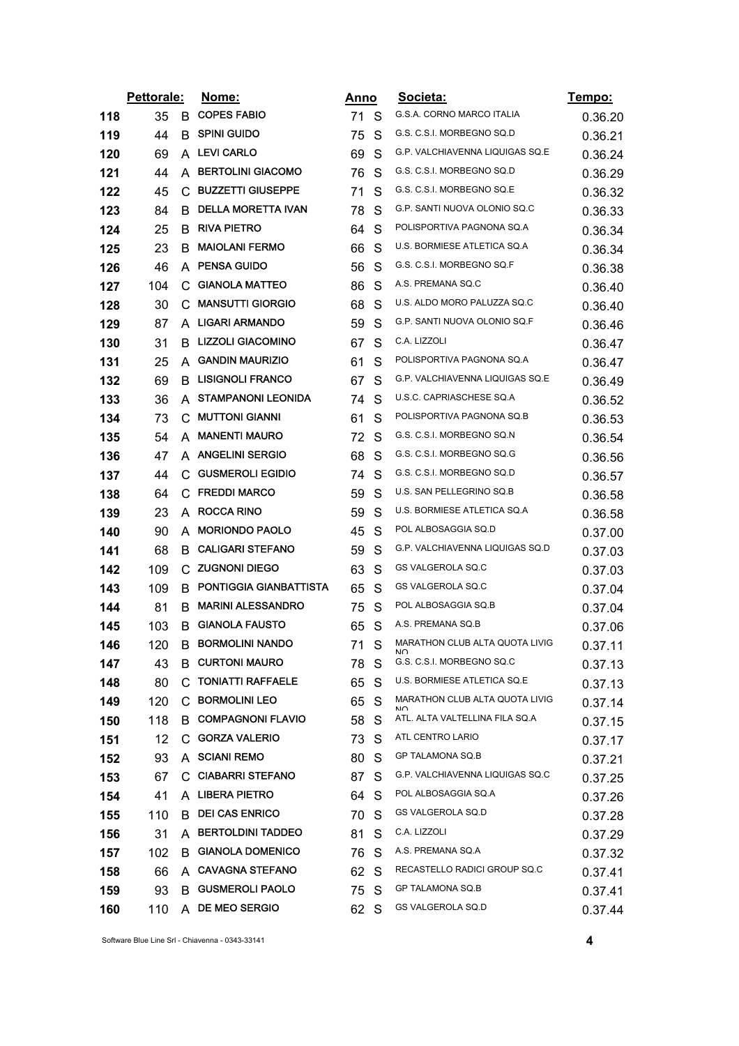| | Pettorale: | | Nome: | Anno | | Societa: | Tempo: |
|---|---|---|---|---|---|---|---|
| 118 | 35 | B | COPES FABIO | 71 | S | G.S.A. CORNO MARCO ITALIA | 0.36.20 |
| 119 | 44 | B | SPINI GUIDO | 75 | S | G.S. C.S.I. MORBEGNO SQ.D | 0.36.21 |
| 120 | 69 | A | LEVI CARLO | 69 | S | G.P. VALCHIAVENNA LIQUIGAS SQ.E | 0.36.24 |
| 121 | 44 | A | BERTOLINI GIACOMO | 76 | S | G.S. C.S.I. MORBEGNO SQ.D | 0.36.29 |
| 122 | 45 | C | BUZZETTI GIUSEPPE | 71 | S | G.S. C.S.I. MORBEGNO SQ.E | 0.36.32 |
| 123 | 84 | B | DELLA MORETTA IVAN | 78 | S | G.P. SANTI NUOVA OLONIO SQ.C | 0.36.33 |
| 124 | 25 | B | RIVA PIETRO | 64 | S | POLISPORTIVA PAGNONA SQ.A | 0.36.34 |
| 125 | 23 | B | MAIOLANI FERMO | 66 | S | U.S. BORMIESE ATLETICA SQ.A | 0.36.34 |
| 126 | 46 | A | PENSA GUIDO | 56 | S | G.S. C.S.I. MORBEGNO SQ.F | 0.36.38 |
| 127 | 104 | C | GIANOLA MATTEO | 86 | S | A.S. PREMANA SQ.C | 0.36.40 |
| 128 | 30 | C | MANSUTTI GIORGIO | 68 | S | U.S. ALDO MORO PALUZZA SQ.C | 0.36.40 |
| 129 | 87 | A | LIGARI ARMANDO | 59 | S | G.P. SANTI NUOVA OLONIO SQ.F | 0.36.46 |
| 130 | 31 | B | LIZZOLI GIACOMINO | 67 | S | C.A. LIZZOLI | 0.36.47 |
| 131 | 25 | A | GANDIN MAURIZIO | 61 | S | POLISPORTIVA PAGNONA SQ.A | 0.36.47 |
| 132 | 69 | B | LISIGNOLI FRANCO | 67 | S | G.P. VALCHIAVENNA LIQUIGAS SQ.E | 0.36.49 |
| 133 | 36 | A | STAMPANONI LEONIDA | 74 | S | U.S.C. CAPRIASCHESE SQ.A | 0.36.52 |
| 134 | 73 | C | MUTTONI GIANNI | 61 | S | POLISPORTIVA PAGNONA SQ.B | 0.36.53 |
| 135 | 54 | A | MANENTI MAURO | 72 | S | G.S. C.S.I. MORBEGNO SQ.N | 0.36.54 |
| 136 | 47 | A | ANGELINI SERGIO | 68 | S | G.S. C.S.I. MORBEGNO SQ.G | 0.36.56 |
| 137 | 44 | C | GUSMEROLI EGIDIO | 74 | S | G.S. C.S.I. MORBEGNO SQ.D | 0.36.57 |
| 138 | 64 | C | FREDDI MARCO | 59 | S | U.S. SAN PELLEGRINO SQ.B | 0.36.58 |
| 139 | 23 | A | ROCCA RINO | 59 | S | U.S. BORMIESE ATLETICA SQ.A | 0.36.58 |
| 140 | 90 | A | MORIONDO PAOLO | 45 | S | POL ALBOSAGGIA SQ.D | 0.37.00 |
| 141 | 68 | B | CALIGARI STEFANO | 59 | S | G.P. VALCHIAVENNA LIQUIGAS SQ.D | 0.37.03 |
| 142 | 109 | C | ZUGNONI DIEGO | 63 | S | GS VALGEROLA SQ.C | 0.37.03 |
| 143 | 109 | B | PONTIGGIA GIANBATTISTA | 65 | S | GS VALGEROLA SQ.C | 0.37.04 |
| 144 | 81 | B | MARINI ALESSANDRO | 75 | S | POL ALBOSAGGIA SQ.B | 0.37.04 |
| 145 | 103 | B | GIANOLA FAUSTO | 65 | S | A.S. PREMANA SQ.B | 0.37.06 |
| 146 | 120 | B | BORMOLINI NANDO | 71 | S | MARATHON CLUB ALTA QUOTA LIVIGNO | 0.37.11 |
| 147 | 43 | B | CURTONI MAURO | 78 | S | G.S. C.S.I. MORBEGNO SQ.C | 0.37.13 |
| 148 | 80 | C | TONIATTI RAFFAELE | 65 | S | U.S. BORMIESE ATLETICA SQ.E | 0.37.13 |
| 149 | 120 | C | BORMOLINI LEO | 65 | S | MARATHON CLUB ALTA QUOTA LIVIGNO | 0.37.14 |
| 150 | 118 | B | COMPAGNONI FLAVIO | 58 | S | ATL. ALTA VALTELLINA FILA SQ.A | 0.37.15 |
| 151 | 12 | C | GORZA VALERIO | 73 | S | ATL CENTRO LARIO | 0.37.17 |
| 152 | 93 | A | SCIANI REMO | 80 | S | GP TALAMONA SQ.B | 0.37.21 |
| 153 | 67 | C | CIABARRI STEFANO | 87 | S | G.P. VALCHIAVENNA LIQUIGAS SQ.C | 0.37.25 |
| 154 | 41 | A | LIBERA PIETRO | 64 | S | POL ALBOSAGGIA SQ.A | 0.37.26 |
| 155 | 110 | B | DEI CAS ENRICO | 70 | S | GS VALGEROLA SQ.D | 0.37.28 |
| 156 | 31 | A | BERTOLDINI TADDEO | 81 | S | C.A. LIZZOLI | 0.37.29 |
| 157 | 102 | B | GIANOLA DOMENICO | 76 | S | A.S. PREMANA SQ.A | 0.37.32 |
| 158 | 66 | A | CAVAGNA STEFANO | 62 | S | RECASTELLO RADICI GROUP SQ.C | 0.37.41 |
| 159 | 93 | B | GUSMEROLI PAOLO | 75 | S | GP TALAMONA SQ.B | 0.37.41 |
| 160 | 110 | A | DE MEO SERGIO | 62 | S | GS VALGEROLA SQ.D | 0.37.44 |

Software Blue Line Srl - Chiavenna - 0343-33141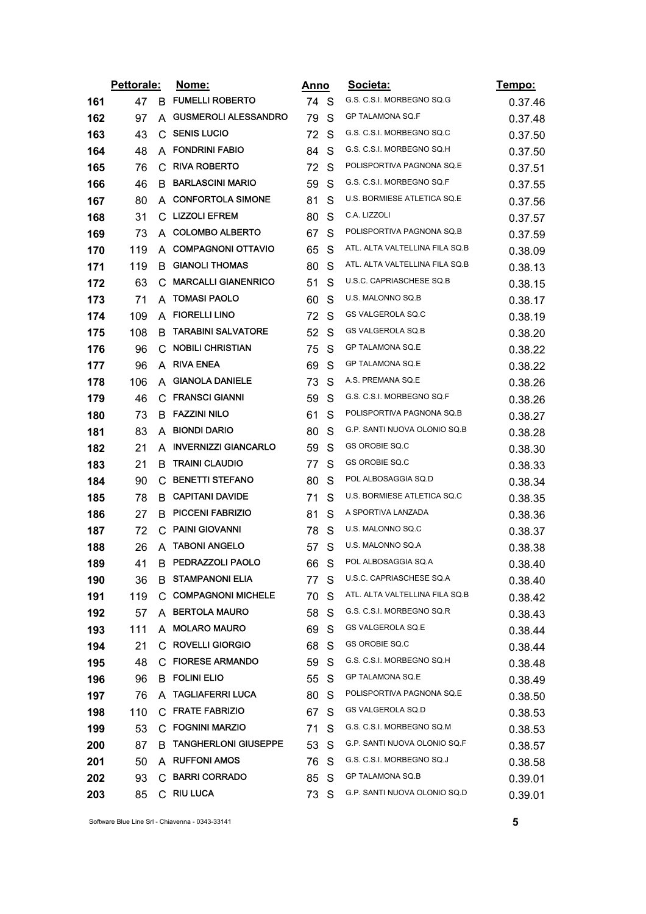|  | Pettorale: |  | Nome: | Anno |  | Societa: | Tempo: |
|---|---|---|---|---|---|---|---|
| 161 | 47 | B | FUMELLI ROBERTO | 74 | S | G.S. C.S.I. MORBEGNO SQ.G | 0.37.46 |
| 162 | 97 | A | GUSMEROLI ALESSANDRO | 79 | S | GP TALAMONA SQ.F | 0.37.48 |
| 163 | 43 | C | SENIS LUCIO | 72 | S | G.S. C.S.I. MORBEGNO SQ.C | 0.37.50 |
| 164 | 48 | A | FONDRINI FABIO | 84 | S | G.S. C.S.I. MORBEGNO SQ.H | 0.37.50 |
| 165 | 76 | C | RIVA ROBERTO | 72 | S | POLISPORTIVA PAGNONA SQ.E | 0.37.51 |
| 166 | 46 | B | BARLASCINI MARIO | 59 | S | G.S. C.S.I. MORBEGNO SQ.F | 0.37.55 |
| 167 | 80 | A | CONFORTOLA SIMONE | 81 | S | U.S. BORMIESE ATLETICA SQ.E | 0.37.56 |
| 168 | 31 | C | LIZZOLI EFREM | 80 | S | C.A. LIZZOLI | 0.37.57 |
| 169 | 73 | A | COLOMBO ALBERTO | 67 | S | POLISPORTIVA PAGNONA SQ.B | 0.37.59 |
| 170 | 119 | A | COMPAGNONI OTTAVIO | 65 | S | ATL. ALTA VALTELLINA FILA SQ.B | 0.38.09 |
| 171 | 119 | B | GIANOLI THOMAS | 80 | S | ATL. ALTA VALTELLINA FILA SQ.B | 0.38.13 |
| 172 | 63 | C | MARCALLI GIANENRICO | 51 | S | U.S.C. CAPRIASCHESE SQ.B | 0.38.15 |
| 173 | 71 | A | TOMASI PAOLO | 60 | S | U.S. MALONNO SQ.B | 0.38.17 |
| 174 | 109 | A | FIORELLI LINO | 72 | S | GS VALGEROLA SQ.C | 0.38.19 |
| 175 | 108 | B | TARABINI SALVATORE | 52 | S | GS VALGEROLA SQ.B | 0.38.20 |
| 176 | 96 | C | NOBILI CHRISTIAN | 75 | S | GP TALAMONA SQ.E | 0.38.22 |
| 177 | 96 | A | RIVA ENEA | 69 | S | GP TALAMONA SQ.E | 0.38.22 |
| 178 | 106 | A | GIANOLA DANIELE | 73 | S | A.S. PREMANA SQ.E | 0.38.26 |
| 179 | 46 | C | FRANSCI GIANNI | 59 | S | G.S. C.S.I. MORBEGNO SQ.F | 0.38.26 |
| 180 | 73 | B | FAZZINI NILO | 61 | S | POLISPORTIVA PAGNONA SQ.B | 0.38.27 |
| 181 | 83 | A | BIONDI DARIO | 80 | S | G.P. SANTI NUOVA OLONIO SQ.B | 0.38.28 |
| 182 | 21 | A | INVERNIZZI GIANCARLO | 59 | S | GS OROBIE SQ.C | 0.38.30 |
| 183 | 21 | B | TRAINI CLAUDIO | 77 | S | GS OROBIE SQ.C | 0.38.33 |
| 184 | 90 | C | BENETTI STEFANO | 80 | S | POL ALBOSAGGIA SQ.D | 0.38.34 |
| 185 | 78 | B | CAPITANI DAVIDE | 71 | S | U.S. BORMIESE ATLETICA SQ.C | 0.38.35 |
| 186 | 27 | B | PICCENI FABRIZIO | 81 | S | A SPORTIVA LANZADA | 0.38.36 |
| 187 | 72 | C | PAINI GIOVANNI | 78 | S | U.S. MALONNO SQ.C | 0.38.37 |
| 188 | 26 | A | TABONI ANGELO | 57 | S | U.S. MALONNO SQ.A | 0.38.38 |
| 189 | 41 | B | PEDRAZZOLI PAOLO | 66 | S | POL ALBOSAGGIA SQ.A | 0.38.40 |
| 190 | 36 | B | STAMPANONI ELIA | 77 | S | U.S.C. CAPRIASCHESE SQ.A | 0.38.40 |
| 191 | 119 | C | COMPAGNONI MICHELE | 70 | S | ATL. ALTA VALTELLINA FILA SQ.B | 0.38.42 |
| 192 | 57 | A | BERTOLA MAURO | 58 | S | G.S. C.S.I. MORBEGNO SQ.R | 0.38.43 |
| 193 | 111 | A | MOLARO MAURO | 69 | S | GS VALGEROLA SQ.E | 0.38.44 |
| 194 | 21 | C | ROVELLI GIORGIO | 68 | S | GS OROBIE SQ.C | 0.38.44 |
| 195 | 48 | C | FIORESE ARMANDO | 59 | S | G.S. C.S.I. MORBEGNO SQ.H | 0.38.48 |
| 196 | 96 | B | FOLINI ELIO | 55 | S | GP TALAMONA SQ.E | 0.38.49 |
| 197 | 76 | A | TAGLIAFERRI LUCA | 80 | S | POLISPORTIVA PAGNONA SQ.E | 0.38.50 |
| 198 | 110 | C | FRATE FABRIZIO | 67 | S | GS VALGEROLA SQ.D | 0.38.53 |
| 199 | 53 | C | FOGNINI MARZIO | 71 | S | G.S. C.S.I. MORBEGNO SQ.M | 0.38.53 |
| 200 | 87 | B | TANGHERLONI GIUSEPPE | 53 | S | G.P. SANTI NUOVA OLONIO SQ.F | 0.38.57 |
| 201 | 50 | A | RUFFONI AMOS | 76 | S | G.S. C.S.I. MORBEGNO SQ.J | 0.38.58 |
| 202 | 93 | C | BARRI CORRADO | 85 | S | GP TALAMONA SQ.B | 0.39.01 |
| 203 | 85 | C | RIU LUCA | 73 | S | G.P. SANTI NUOVA OLONIO SQ.D | 0.39.01 |

Software Blue Line Srl - Chiavenna - 0343-33141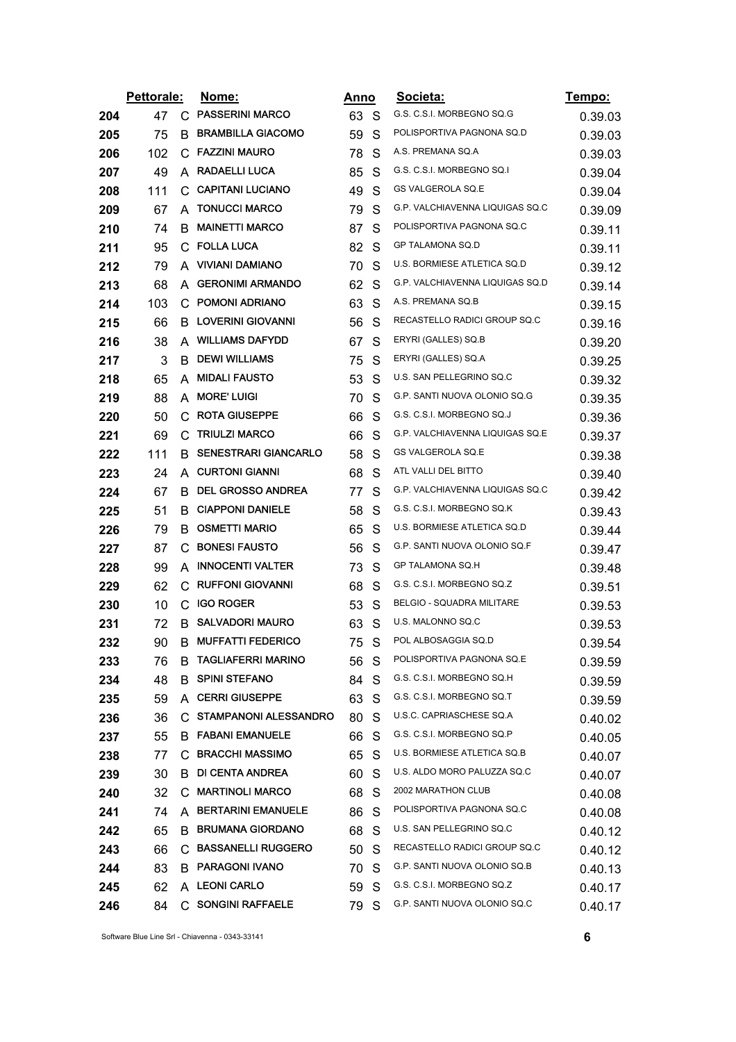| | Pettorale: | | Nome: | Anno | | Societa: | Tempo: |
|---|---|---|---|---|---|---|---|
| 204 | 47 | C | PASSERINI MARCO | 63 | S | G.S. C.S.I. MORBEGNO SQ.G | 0.39.03 |
| 205 | 75 | B | BRAMBILLA GIACOMO | 59 | S | POLISPORTIVA PAGNONA SQ.D | 0.39.03 |
| 206 | 102 | C | FAZZINI MAURO | 78 | S | A.S. PREMANA SQ.A | 0.39.03 |
| 207 | 49 | A | RADAELLI LUCA | 85 | S | G.S. C.S.I. MORBEGNO SQ.I | 0.39.04 |
| 208 | 111 | C | CAPITANI LUCIANO | 49 | S | GS VALGEROLA SQ.E | 0.39.04 |
| 209 | 67 | A | TONUCCI MARCO | 79 | S | G.P. VALCHIAVENNA LIQUIGAS SQ.C | 0.39.09 |
| 210 | 74 | B | MAINETTI MARCO | 87 | S | POLISPORTIVA PAGNONA SQ.C | 0.39.11 |
| 211 | 95 | C | FOLLA LUCA | 82 | S | GP TALAMONA SQ.D | 0.39.11 |
| 212 | 79 | A | VIVIANI DAMIANO | 70 | S | U.S. BORMIESE ATLETICA SQ.D | 0.39.12 |
| 213 | 68 | A | GERONIMI ARMANDO | 62 | S | G.P. VALCHIAVENNA LIQUIGAS SQ.D | 0.39.14 |
| 214 | 103 | C | POMONI ADRIANO | 63 | S | A.S. PREMANA SQ.B | 0.39.15 |
| 215 | 66 | B | LOVERINI GIOVANNI | 56 | S | RECASTELLO RADICI GROUP SQ.C | 0.39.16 |
| 216 | 38 | A | WILLIAMS DAFYDD | 67 | S | ERYRI (GALLES) SQ.B | 0.39.20 |
| 217 | 3 | B | DEWI WILLIAMS | 75 | S | ERYRI (GALLES) SQ.A | 0.39.25 |
| 218 | 65 | A | MIDALI FAUSTO | 53 | S | U.S. SAN PELLEGRINO SQ.C | 0.39.32 |
| 219 | 88 | A | MORE' LUIGI | 70 | S | G.P. SANTI NUOVA OLONIO SQ.G | 0.39.35 |
| 220 | 50 | C | ROTA GIUSEPPE | 66 | S | G.S. C.S.I. MORBEGNO SQ.J | 0.39.36 |
| 221 | 69 | C | TRIULZI MARCO | 66 | S | G.P. VALCHIAVENNA LIQUIGAS SQ.E | 0.39.37 |
| 222 | 111 | B | SENESTRARI GIANCARLO | 58 | S | GS VALGEROLA SQ.E | 0.39.38 |
| 223 | 24 | A | CURTONI GIANNI | 68 | S | ATL VALLI DEL BITTO | 0.39.40 |
| 224 | 67 | B | DEL GROSSO ANDREA | 77 | S | G.P. VALCHIAVENNA LIQUIGAS SQ.C | 0.39.42 |
| 225 | 51 | B | CIAPPONI DANIELE | 58 | S | G.S. C.S.I. MORBEGNO SQ.K | 0.39.43 |
| 226 | 79 | B | OSMETTI MARIO | 65 | S | U.S. BORMIESE ATLETICA SQ.D | 0.39.44 |
| 227 | 87 | C | BONESI FAUSTO | 56 | S | G.P. SANTI NUOVA OLONIO SQ.F | 0.39.47 |
| 228 | 99 | A | INNOCENTI VALTER | 73 | S | GP TALAMONA SQ.H | 0.39.48 |
| 229 | 62 | C | RUFFONI GIOVANNI | 68 | S | G.S. C.S.I. MORBEGNO SQ.Z | 0.39.51 |
| 230 | 10 | C | IGO ROGER | 53 | S | BELGIO - SQUADRA MILITARE | 0.39.53 |
| 231 | 72 | B | SALVADORI MAURO | 63 | S | U.S. MALONNO SQ.C | 0.39.53 |
| 232 | 90 | B | MUFFATTI FEDERICO | 75 | S | POL ALBOSAGGIA SQ.D | 0.39.54 |
| 233 | 76 | B | TAGLIAFERRI MARINO | 56 | S | POLISPORTIVA PAGNONA SQ.E | 0.39.59 |
| 234 | 48 | B | SPINI STEFANO | 84 | S | G.S. C.S.I. MORBEGNO SQ.H | 0.39.59 |
| 235 | 59 | A | CERRI GIUSEPPE | 63 | S | G.S. C.S.I. MORBEGNO SQ.T | 0.39.59 |
| 236 | 36 | C | STAMPANONI ALESSANDRO | 80 | S | U.S.C. CAPRIASCHESE SQ.A | 0.40.02 |
| 237 | 55 | B | FABANI EMANUELE | 66 | S | G.S. C.S.I. MORBEGNO SQ.P | 0.40.05 |
| 238 | 77 | C | BRACCHI MASSIMO | 65 | S | U.S. BORMIESE ATLETICA SQ.B | 0.40.07 |
| 239 | 30 | B | DI CENTA ANDREA | 60 | S | U.S. ALDO MORO PALUZZA SQ.C | 0.40.07 |
| 240 | 32 | C | MARTINOLI MARCO | 68 | S | 2002 MARATHON CLUB | 0.40.08 |
| 241 | 74 | A | BERTARINI EMANUELE | 86 | S | POLISPORTIVA PAGNONA SQ.C | 0.40.08 |
| 242 | 65 | B | BRUMANA GIORDANO | 68 | S | U.S. SAN PELLEGRINO SQ.C | 0.40.12 |
| 243 | 66 | C | BASSANELLI RUGGERO | 50 | S | RECASTELLO RADICI GROUP SQ.C | 0.40.12 |
| 244 | 83 | B | PARAGONI IVANO | 70 | S | G.P. SANTI NUOVA OLONIO SQ.B | 0.40.13 |
| 245 | 62 | A | LEONI CARLO | 59 | S | G.S. C.S.I. MORBEGNO SQ.Z | 0.40.17 |
| 246 | 84 | C | SONGINI RAFFAELE | 79 | S | G.P. SANTI NUOVA OLONIO SQ.C | 0.40.17 |

Software Blue Line Srl - Chiavenna - 0343-33141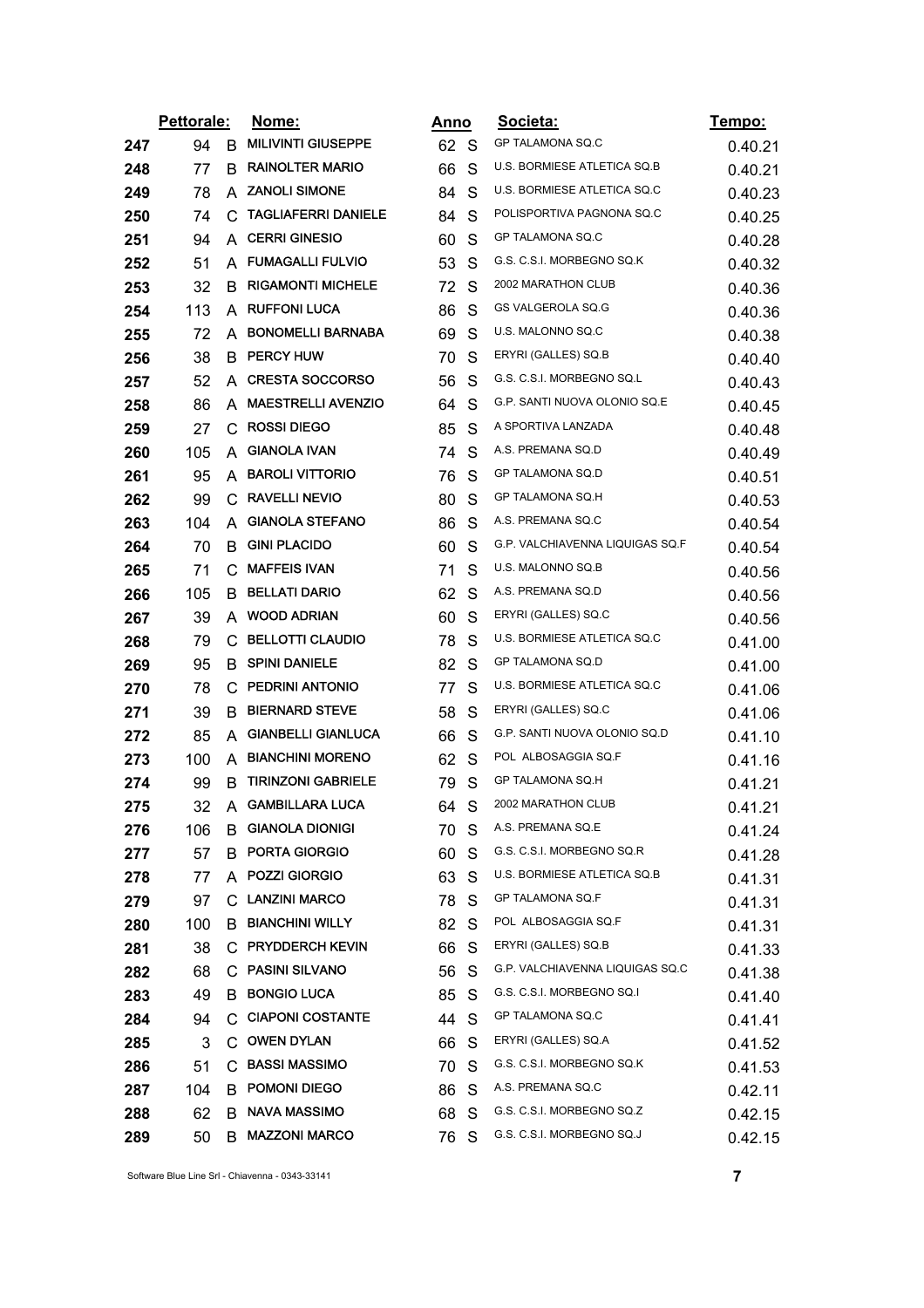| | Pettorale: | | Nome: | Anno | | Societa: | Tempo: |
|---|---|---|---|---|---|---|---|
| 247 | 94 | B | MILIVINTI GIUSEPPE | 62 | S | GP TALAMONA SQ.C | 0.40.21 |
| 248 | 77 | B | RAINOLTER MARIO | 66 | S | U.S. BORMIESE ATLETICA SQ.B | 0.40.21 |
| 249 | 78 | A | ZANOLI SIMONE | 84 | S | U.S. BORMIESE ATLETICA SQ.C | 0.40.23 |
| 250 | 74 | C | TAGLIAFERRI DANIELE | 84 | S | POLISPORTIVA PAGNONA SQ.C | 0.40.25 |
| 251 | 94 | A | CERRI GINESIO | 60 | S | GP TALAMONA SQ.C | 0.40.28 |
| 252 | 51 | A | FUMAGALLI FULVIO | 53 | S | G.S. C.S.I. MORBEGNO SQ.K | 0.40.32 |
| 253 | 32 | B | RIGAMONTI MICHELE | 72 | S | 2002 MARATHON CLUB | 0.40.36 |
| 254 | 113 | A | RUFFONI LUCA | 86 | S | GS VALGEROLA SQ.G | 0.40.36 |
| 255 | 72 | A | BONOMELLI BARNABA | 69 | S | U.S. MALONNO SQ.C | 0.40.38 |
| 256 | 38 | B | PERCY HUW | 70 | S | ERYRI (GALLES) SQ.B | 0.40.40 |
| 257 | 52 | A | CRESTA SOCCORSO | 56 | S | G.S. C.S.I. MORBEGNO SQ.L | 0.40.43 |
| 258 | 86 | A | MAESTRELLI AVENZIO | 64 | S | G.P. SANTI NUOVA OLONIO SQ.E | 0.40.45 |
| 259 | 27 | C | ROSSI DIEGO | 85 | S | A SPORTIVA LANZADA | 0.40.48 |
| 260 | 105 | A | GIANOLA IVAN | 74 | S | A.S. PREMANA SQ.D | 0.40.49 |
| 261 | 95 | A | BAROLI VITTORIO | 76 | S | GP TALAMONA SQ.D | 0.40.51 |
| 262 | 99 | C | RAVELLI NEVIO | 80 | S | GP TALAMONA SQ.H | 0.40.53 |
| 263 | 104 | A | GIANOLA STEFANO | 86 | S | A.S. PREMANA SQ.C | 0.40.54 |
| 264 | 70 | B | GINI PLACIDO | 60 | S | G.P. VALCHIAVENNA LIQUIGAS SQ.F | 0.40.54 |
| 265 | 71 | C | MAFFEIS IVAN | 71 | S | U.S. MALONNO SQ.B | 0.40.56 |
| 266 | 105 | B | BELLATI DARIO | 62 | S | A.S. PREMANA SQ.D | 0.40.56 |
| 267 | 39 | A | WOOD ADRIAN | 60 | S | ERYRI (GALLES) SQ.C | 0.40.56 |
| 268 | 79 | C | BELLOTTI CLAUDIO | 78 | S | U.S. BORMIESE ATLETICA SQ.C | 0.41.00 |
| 269 | 95 | B | SPINI DANIELE | 82 | S | GP TALAMONA SQ.D | 0.41.00 |
| 270 | 78 | C | PEDRINI ANTONIO | 77 | S | U.S. BORMIESE ATLETICA SQ.C | 0.41.06 |
| 271 | 39 | B | BIERNARD STEVE | 58 | S | ERYRI (GALLES) SQ.C | 0.41.06 |
| 272 | 85 | A | GIANBELLI GIANLUCA | 66 | S | G.P. SANTI NUOVA OLONIO SQ.D | 0.41.10 |
| 273 | 100 | A | BIANCHINI MORENO | 62 | S | POL ALBOSAGGIA SQ.F | 0.41.16 |
| 274 | 99 | B | TIRINZONI GABRIELE | 79 | S | GP TALAMONA SQ.H | 0.41.21 |
| 275 | 32 | A | GAMBILLARA LUCA | 64 | S | 2002 MARATHON CLUB | 0.41.21 |
| 276 | 106 | B | GIANOLA DIONIGI | 70 | S | A.S. PREMANA SQ.E | 0.41.24 |
| 277 | 57 | B | PORTA GIORGIO | 60 | S | G.S. C.S.I. MORBEGNO SQ.R | 0.41.28 |
| 278 | 77 | A | POZZI GIORGIO | 63 | S | U.S. BORMIESE ATLETICA SQ.B | 0.41.31 |
| 279 | 97 | C | LANZINI MARCO | 78 | S | GP TALAMONA SQ.F | 0.41.31 |
| 280 | 100 | B | BIANCHINI WILLY | 82 | S | POL ALBOSAGGIA SQ.F | 0.41.31 |
| 281 | 38 | C | PRYDDERCH KEVIN | 66 | S | ERYRI (GALLES) SQ.B | 0.41.33 |
| 282 | 68 | C | PASINI SILVANO | 56 | S | G.P. VALCHIAVENNA LIQUIGAS SQ.C | 0.41.38 |
| 283 | 49 | B | BONGIO LUCA | 85 | S | G.S. C.S.I. MORBEGNO SQ.I | 0.41.40 |
| 284 | 94 | C | CIAPONI COSTANTE | 44 | S | GP TALAMONA SQ.C | 0.41.41 |
| 285 | 3 | C | OWEN DYLAN | 66 | S | ERYRI (GALLES) SQ.A | 0.41.52 |
| 286 | 51 | C | BASSI MASSIMO | 70 | S | G.S. C.S.I. MORBEGNO SQ.K | 0.41.53 |
| 287 | 104 | B | POMONI DIEGO | 86 | S | A.S. PREMANA SQ.C | 0.42.11 |
| 288 | 62 | B | NAVA MASSIMO | 68 | S | G.S. C.S.I. MORBEGNO SQ.Z | 0.42.15 |
| 289 | 50 | B | MAZZONI MARCO | 76 | S | G.S. C.S.I. MORBEGNO SQ.J | 0.42.15 |

Software Blue Line Srl - Chiavenna - 0343-33141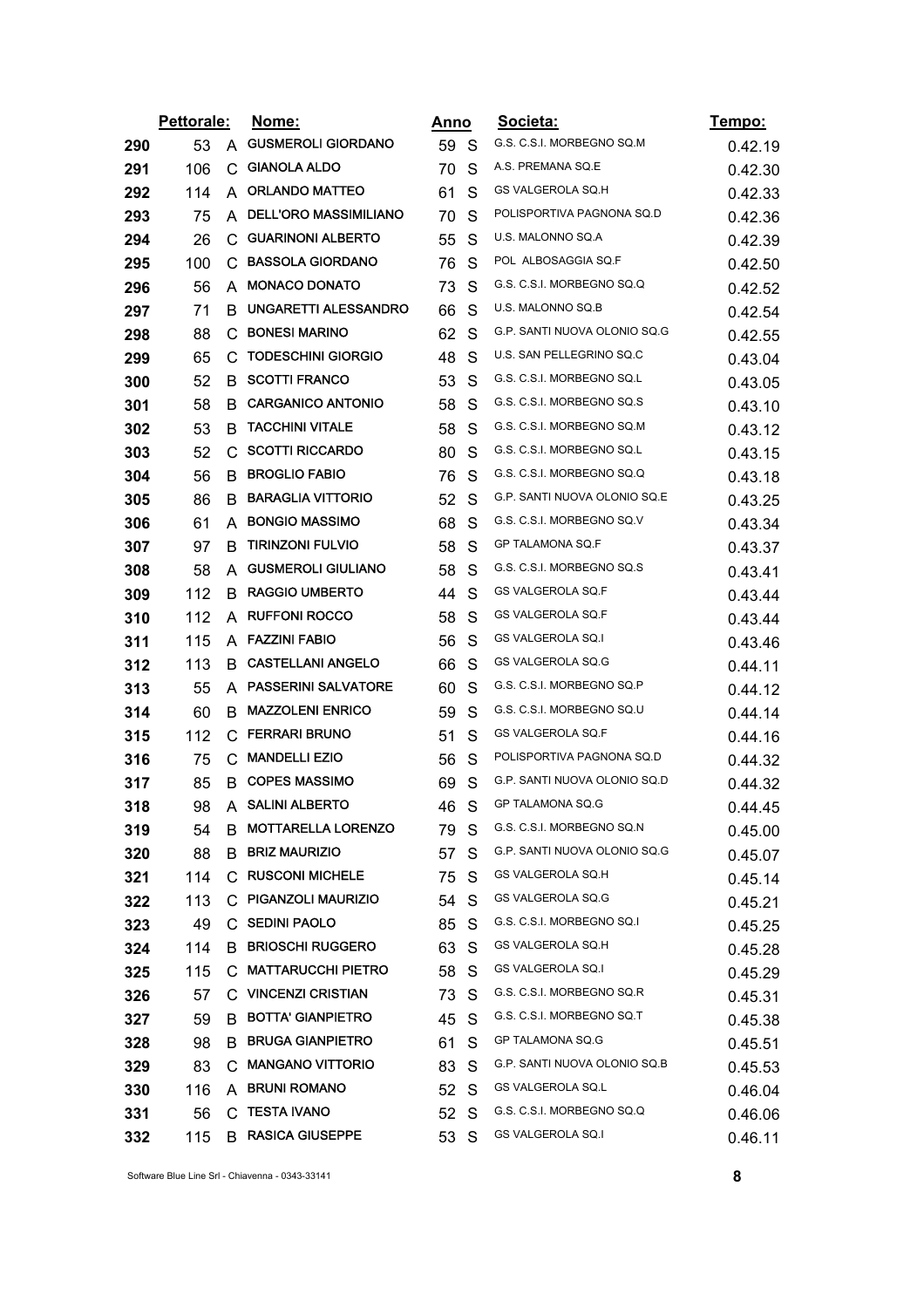| | Pettorale: | | Nome: | Anno | | Societa: | Tempo: |
|---|---|---|---|---|---|---|---|
| 290 | 53 | A | GUSMEROLI GIORDANO | 59 | S | G.S. C.S.I. MORBEGNO SQ.M | 0.42.19 |
| 291 | 106 | C | GIANOLA ALDO | 70 | S | A.S. PREMANA SQ.E | 0.42.30 |
| 292 | 114 | A | ORLANDO MATTEO | 61 | S | GS VALGEROLA SQ.H | 0.42.33 |
| 293 | 75 | A | DELL'ORO MASSIMILIANO | 70 | S | POLISPORTIVA PAGNONA SQ.D | 0.42.36 |
| 294 | 26 | C | GUARINONI ALBERTO | 55 | S | U.S. MALONNO SQ.A | 0.42.39 |
| 295 | 100 | C | BASSOLA GIORDANO | 76 | S | POL ALBOSAGGIA SQ.F | 0.42.50 |
| 296 | 56 | A | MONACO DONATO | 73 | S | G.S. C.S.I. MORBEGNO SQ.Q | 0.42.52 |
| 297 | 71 | B | UNGARETTI ALESSANDRO | 66 | S | U.S. MALONNO SQ.B | 0.42.54 |
| 298 | 88 | C | BONESI MARINO | 62 | S | G.P. SANTI NUOVA OLONIO SQ.G | 0.42.55 |
| 299 | 65 | C | TODESCHINI GIORGIO | 48 | S | U.S. SAN PELLEGRINO SQ.C | 0.43.04 |
| 300 | 52 | B | SCOTTI FRANCO | 53 | S | G.S. C.S.I. MORBEGNO SQ.L | 0.43.05 |
| 301 | 58 | B | CARGANICO ANTONIO | 58 | S | G.S. C.S.I. MORBEGNO SQ.S | 0.43.10 |
| 302 | 53 | B | TACCHINI VITALE | 58 | S | G.S. C.S.I. MORBEGNO SQ.M | 0.43.12 |
| 303 | 52 | C | SCOTTI RICCARDO | 80 | S | G.S. C.S.I. MORBEGNO SQ.L | 0.43.15 |
| 304 | 56 | B | BROGLIO FABIO | 76 | S | G.S. C.S.I. MORBEGNO SQ.Q | 0.43.18 |
| 305 | 86 | B | BARAGLIA VITTORIO | 52 | S | G.P. SANTI NUOVA OLONIO SQ.E | 0.43.25 |
| 306 | 61 | A | BONGIO MASSIMO | 68 | S | G.S. C.S.I. MORBEGNO SQ.V | 0.43.34 |
| 307 | 97 | B | TIRINZONI FULVIO | 58 | S | GP TALAMONA SQ.F | 0.43.37 |
| 308 | 58 | A | GUSMEROLI GIULIANO | 58 | S | G.S. C.S.I. MORBEGNO SQ.S | 0.43.41 |
| 309 | 112 | B | RAGGIO UMBERTO | 44 | S | GS VALGEROLA SQ.F | 0.43.44 |
| 310 | 112 | A | RUFFONI ROCCO | 58 | S | GS VALGEROLA SQ.F | 0.43.44 |
| 311 | 115 | A | FAZZINI FABIO | 56 | S | GS VALGEROLA SQ.I | 0.43.46 |
| 312 | 113 | B | CASTELLANI ANGELO | 66 | S | GS VALGEROLA SQ.G | 0.44.11 |
| 313 | 55 | A | PASSERINI SALVATORE | 60 | S | G.S. C.S.I. MORBEGNO SQ.P | 0.44.12 |
| 314 | 60 | B | MAZZOLENI ENRICO | 59 | S | G.S. C.S.I. MORBEGNO SQ.U | 0.44.14 |
| 315 | 112 | C | FERRARI BRUNO | 51 | S | GS VALGEROLA SQ.F | 0.44.16 |
| 316 | 75 | C | MANDELLI EZIO | 56 | S | POLISPORTIVA PAGNONA SQ.D | 0.44.32 |
| 317 | 85 | B | COPES MASSIMO | 69 | S | G.P. SANTI NUOVA OLONIO SQ.D | 0.44.32 |
| 318 | 98 | A | SALINI ALBERTO | 46 | S | GP TALAMONA SQ.G | 0.44.45 |
| 319 | 54 | B | MOTTARELLA LORENZO | 79 | S | G.S. C.S.I. MORBEGNO SQ.N | 0.45.00 |
| 320 | 88 | B | BRIZ MAURIZIO | 57 | S | G.P. SANTI NUOVA OLONIO SQ.G | 0.45.07 |
| 321 | 114 | C | RUSCONI MICHELE | 75 | S | GS VALGEROLA SQ.H | 0.45.14 |
| 322 | 113 | C | PIGANZOLI MAURIZIO | 54 | S | GS VALGEROLA SQ.G | 0.45.21 |
| 323 | 49 | C | SEDINI PAOLO | 85 | S | G.S. C.S.I. MORBEGNO SQ.I | 0.45.25 |
| 324 | 114 | B | BRIOSCHI RUGGERO | 63 | S | GS VALGEROLA SQ.H | 0.45.28 |
| 325 | 115 | C | MATTARUCCHI PIETRO | 58 | S | GS VALGEROLA SQ.I | 0.45.29 |
| 326 | 57 | C | VINCENZI CRISTIAN | 73 | S | G.S. C.S.I. MORBEGNO SQ.R | 0.45.31 |
| 327 | 59 | B | BOTTA' GIANPIETRO | 45 | S | G.S. C.S.I. MORBEGNO SQ.T | 0.45.38 |
| 328 | 98 | B | BRUGA GIANPIETRO | 61 | S | GP TALAMONA SQ.G | 0.45.51 |
| 329 | 83 | C | MANGANO VITTORIO | 83 | S | G.P. SANTI NUOVA OLONIO SQ.B | 0.45.53 |
| 330 | 116 | A | BRUNI ROMANO | 52 | S | GS VALGEROLA SQ.L | 0.46.04 |
| 331 | 56 | C | TESTA IVANO | 52 | S | G.S. C.S.I. MORBEGNO SQ.Q | 0.46.06 |
| 332 | 115 | B | RASICA GIUSEPPE | 53 | S | GS VALGEROLA SQ.I | 0.46.11 |

Software Blue Line Srl - Chiavenna - 0343-33141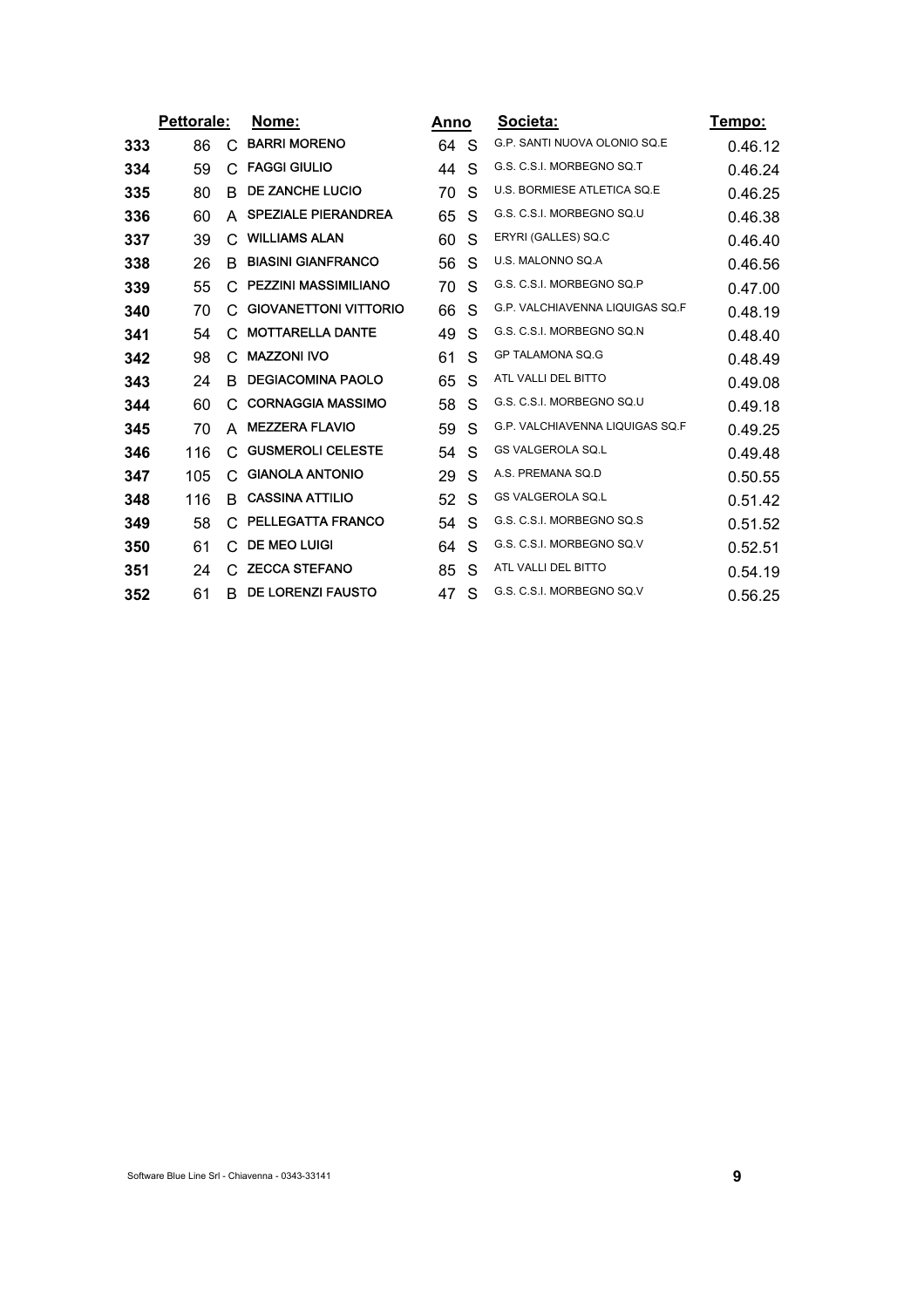| | Pettorale: | | Nome: | Anno | | Societa: | Tempo: |
|---|---|---|---|---|---|---|---|
| 333 | 86 | C | BARRI MORENO | 64 | S | G.P. SANTI NUOVA OLONIO SQ.E | 0.46.12 |
| 334 | 59 | C | FAGGI GIULIO | 44 | S | G.S. C.S.I. MORBEGNO SQ.T | 0.46.24 |
| 335 | 80 | B | DE ZANCHE LUCIO | 70 | S | U.S. BORMIESE ATLETICA SQ.E | 0.46.25 |
| 336 | 60 | A | SPEZIALE PIERANDREA | 65 | S | G.S. C.S.I. MORBEGNO SQ.U | 0.46.38 |
| 337 | 39 | C | WILLIAMS ALAN | 60 | S | ERYRI (GALLES) SQ.C | 0.46.40 |
| 338 | 26 | B | BIASINI GIANFRANCO | 56 | S | U.S. MALONNO SQ.A | 0.46.56 |
| 339 | 55 | C | PEZZINI MASSIMILIANO | 70 | S | G.S. C.S.I. MORBEGNO SQ.P | 0.47.00 |
| 340 | 70 | C | GIOVANETTONI VITTORIO | 66 | S | G.P. VALCHIAVENNA LIQUIGAS SQ.F | 0.48.19 |
| 341 | 54 | C | MOTTARELLA DANTE | 49 | S | G.S. C.S.I. MORBEGNO SQ.N | 0.48.40 |
| 342 | 98 | C | MAZZONI IVO | 61 | S | GP TALAMONA SQ.G | 0.48.49 |
| 343 | 24 | B | DEGIACOMINA PAOLO | 65 | S | ATL VALLI DEL BITTO | 0.49.08 |
| 344 | 60 | C | CORNAGGIA MASSIMO | 58 | S | G.S. C.S.I. MORBEGNO SQ.U | 0.49.18 |
| 345 | 70 | A | MEZZERA FLAVIO | 59 | S | G.P. VALCHIAVENNA LIQUIGAS SQ.F | 0.49.25 |
| 346 | 116 | C | GUSMEROLI CELESTE | 54 | S | GS VALGEROLA SQ.L | 0.49.48 |
| 347 | 105 | C | GIANOLA ANTONIO | 29 | S | A.S. PREMANA SQ.D | 0.50.55 |
| 348 | 116 | B | CASSINA ATTILIO | 52 | S | GS VALGEROLA SQ.L | 0.51.42 |
| 349 | 58 | C | PELLEGATTA FRANCO | 54 | S | G.S. C.S.I. MORBEGNO SQ.S | 0.51.52 |
| 350 | 61 | C | DE MEO LUIGI | 64 | S | G.S. C.S.I. MORBEGNO SQ.V | 0.52.51 |
| 351 | 24 | C | ZECCA STEFANO | 85 | S | ATL VALLI DEL BITTO | 0.54.19 |
| 352 | 61 | B | DE LORENZI FAUSTO | 47 | S | G.S. C.S.I. MORBEGNO SQ.V | 0.56.25 |

Software Blue Line Srl - Chiavenna - 0343-33141